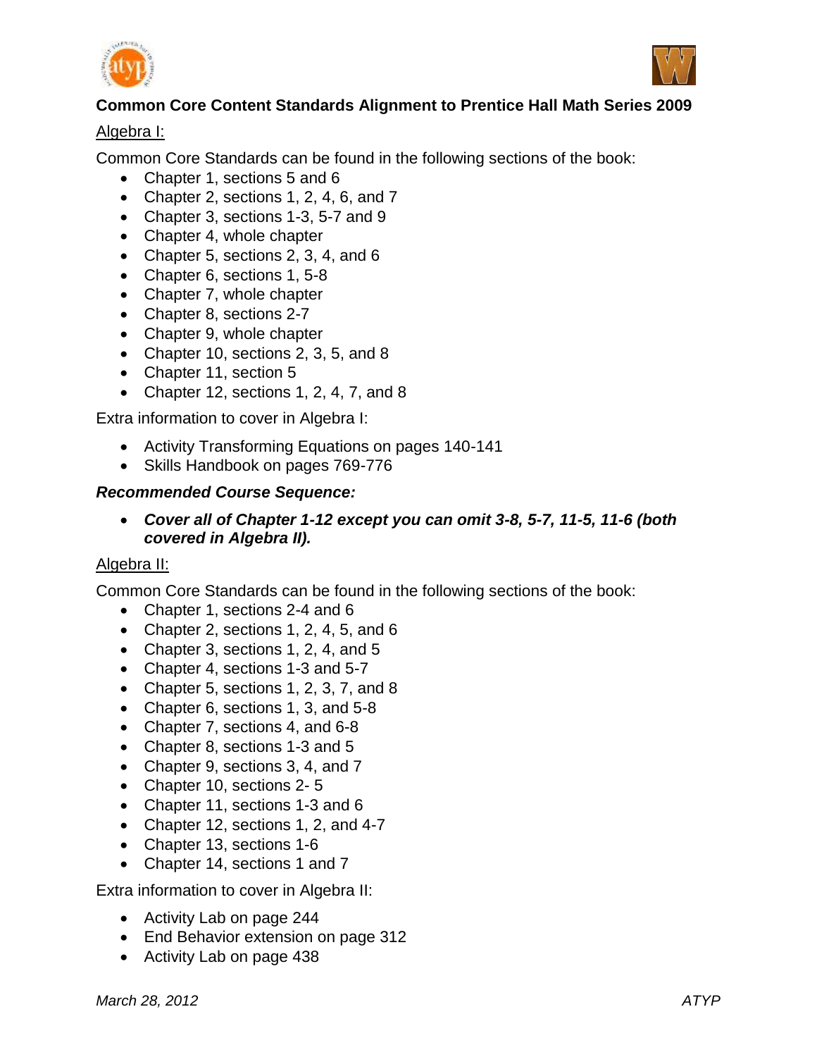# Common Core Content Standards Alignment to Prentice Hall Math Series 2009

## Algebra I:

Common Core Standards can be found in the following sections of the book:

- Chapter 1, sections 5 and 6
- Chapter 2, sections 1, 2, 4, 6, and 7
- Chapter 3, sections 1-3, 5-7 and 9
- Chapter 4, whole chapter
- Chapter 5, sections 2, 3, 4, and 6
- Chapter 6, sections 1, 5-8
- Chapter 7, whole chapter
- Chapter 8, sections 2-7
- Chapter 9, whole chapter
- Chapter 10, sections 2, 3, 5, and 8
- Chapter 11, section 5
- Chapter 12, sections 1, 2, 4, 7, and 8

Extra information to cover in Algebra I:

- Activity Transforming Equations on pages 140-141
- Skills Handbook on pages 769-776

***Recommended Course Sequence:***

- ***Cover all of Chapter 1-12 except you can omit 3-8, 5-7, 11-5, 11-6 (both covered in Algebra II).***

## Algebra II:

Common Core Standards can be found in the following sections of the book:

- Chapter 1, sections 2-4 and 6
- Chapter 2, sections 1, 2, 4, 5, and 6
- Chapter 3, sections 1, 2, 4, and 5
- Chapter 4, sections 1-3 and 5-7
- Chapter 5, sections 1, 2, 3, 7, and 8
- Chapter 6, sections 1, 3, and 5-8
- Chapter 7, sections 4, and 6-8
- Chapter 8, sections 1-3 and 5
- Chapter 9, sections 3, 4, and 7
- Chapter 10, sections 2- 5
- Chapter 11, sections 1-3 and 6
- Chapter 12, sections 1, 2, and 4-7
- Chapter 13, sections 1-6
- Chapter 14, sections 1 and 7

Extra information to cover in Algebra II:

- Activity Lab on page 244
- End Behavior extension on page 312
- Activity Lab on page 438

*March 28, 2012* *ATYP*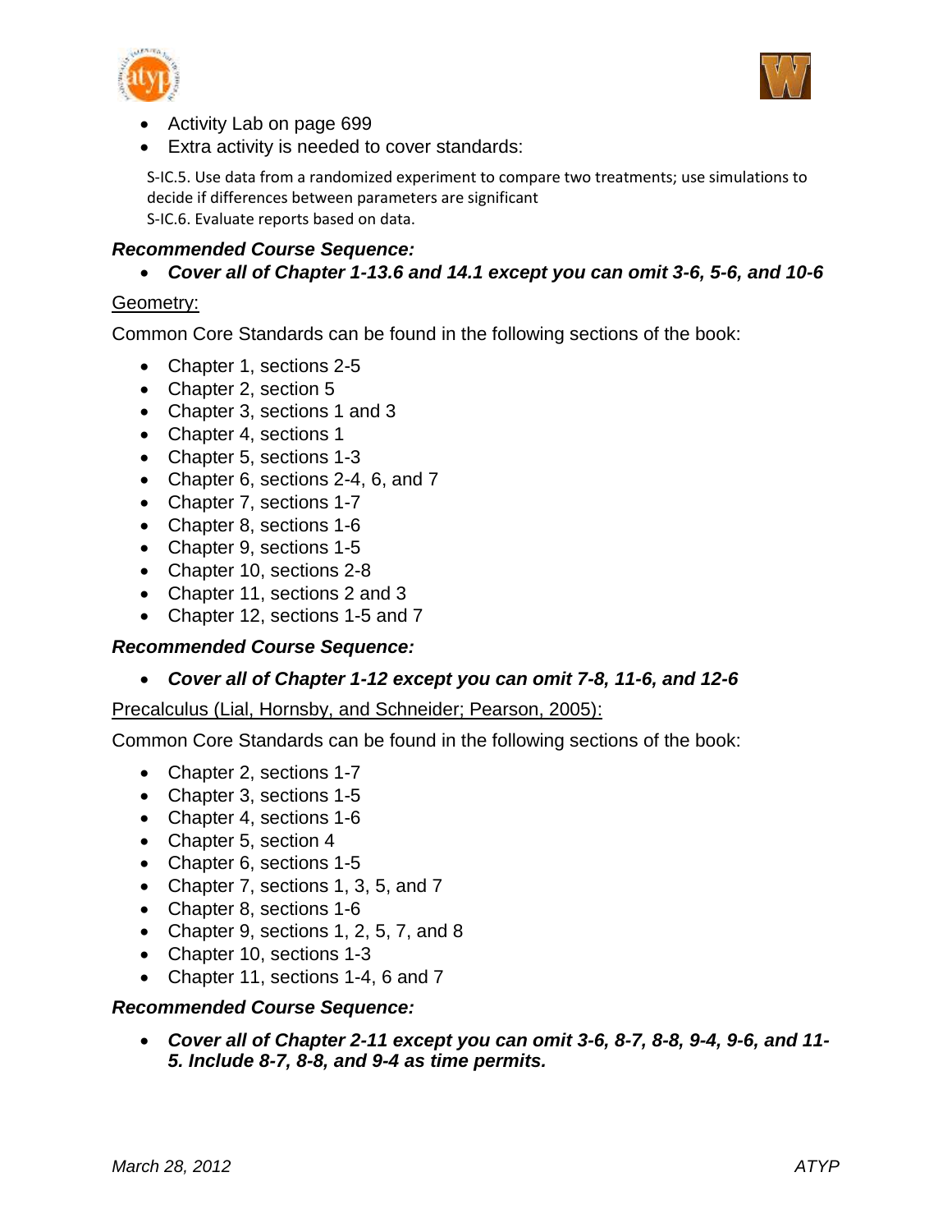- Activity Lab on page 699
- Extra activity is needed to cover standards:

S-IC.5. Use data from a randomized experiment to compare two treatments; use simulations to decide if differences between parameters are significant
S-IC.6. Evaluate reports based on data.

***Recommended Course Sequence:***

- ***Cover all of Chapter 1-13.6 and 14.1 except you can omit 3-6, 5-6, and 10-6***

Geometry:

Common Core Standards can be found in the following sections of the book:

- Chapter 1, sections 2-5
- Chapter 2, section 5
- Chapter 3, sections 1 and 3
- Chapter 4, sections 1
- Chapter 5, sections 1-3
- Chapter 6, sections 2-4, 6, and 7
- Chapter 7, sections 1-7
- Chapter 8, sections 1-6
- Chapter 9, sections 1-5
- Chapter 10, sections 2-8
- Chapter 11, sections 2 and 3
- Chapter 12, sections 1-5 and 7

***Recommended Course Sequence:***

- ***Cover all of Chapter 1-12 except you can omit 7-8, 11-6, and 12-6***

Precalculus (Lial, Hornsby, and Schneider; Pearson, 2005):

Common Core Standards can be found in the following sections of the book:

- Chapter 2, sections 1-7
- Chapter 3, sections 1-5
- Chapter 4, sections 1-6
- Chapter 5, section 4
- Chapter 6, sections 1-5
- Chapter 7, sections 1, 3, 5, and 7
- Chapter 8, sections 1-6
- Chapter 9, sections 1, 2, 5, 7, and 8
- Chapter 10, sections 1-3
- Chapter 11, sections 1-4, 6 and 7

***Recommended Course Sequence:***

- ***Cover all of Chapter 2-11 except you can omit 3-6, 8-7, 8-8, 9-4, 9-6, and 11-5. Include 8-7, 8-8, and 9-4 as time permits.***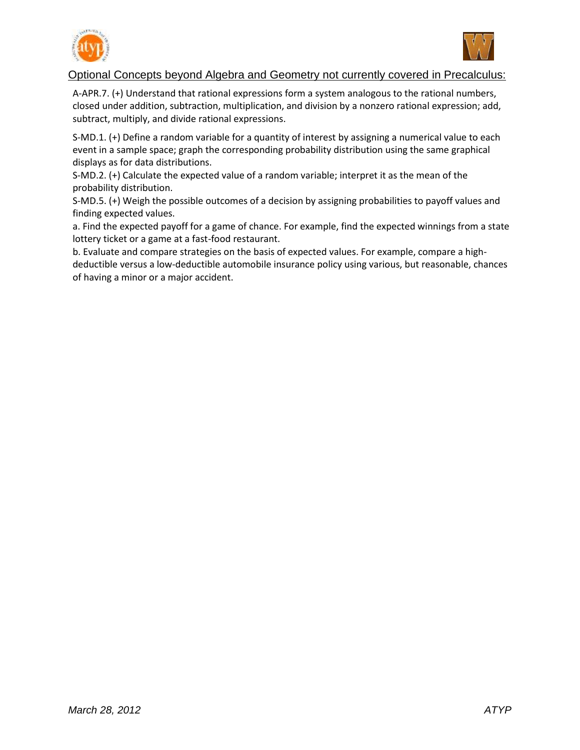## Optional Concepts beyond Algebra and Geometry not currently covered in Precalculus:

A-APR.7. (+) Understand that rational expressions form a system analogous to the rational numbers, closed under addition, subtraction, multiplication, and division by a nonzero rational expression; add, subtract, multiply, and divide rational expressions.

S-MD.1. (+) Define a random variable for a quantity of interest by assigning a numerical value to each event in a sample space; graph the corresponding probability distribution using the same graphical displays as for data distributions.
S-MD.2. (+) Calculate the expected value of a random variable; interpret it as the mean of the probability distribution.
S-MD.5. (+) Weigh the possible outcomes of a decision by assigning probabilities to payoff values and finding expected values.
a. Find the expected payoff for a game of chance. For example, find the expected winnings from a state lottery ticket or a game at a fast-food restaurant.
b. Evaluate and compare strategies on the basis of expected values. For example, compare a high-deductible versus a low-deductible automobile insurance policy using various, but reasonable, chances of having a minor or a major accident.